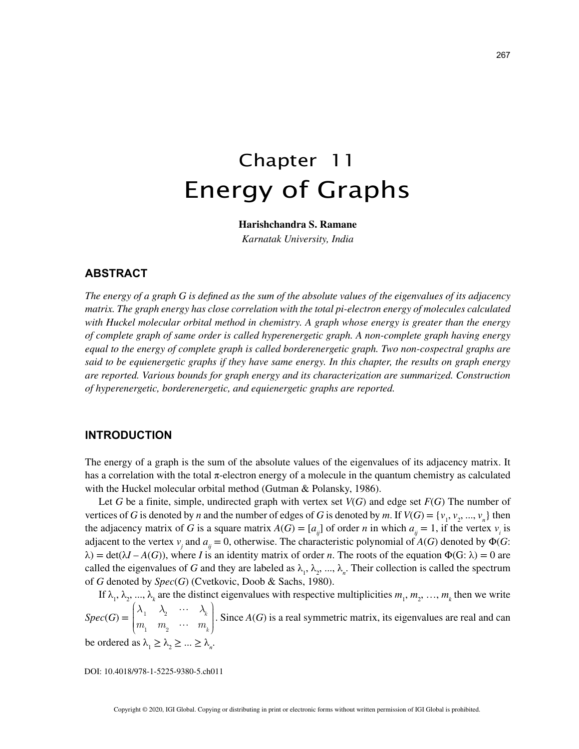# Chapter 11

# Energy of Graphs

**Harishchandra S. Ramane**

*Karnatak University, India*

## ABSTRACT

*The energy of a graph G is defined as the sum of the absolute values of the eigenvalues of its adjacency matrix. The graph energy has close correlation with the total pi-electron energy of molecules calculated with Huckel molecular orbital method in chemistry. A graph whose energy is greater than the energy of complete graph of same order is called hyperenergetic graph. A non-complete graph having energy equal to the energy of complete graph is called borderenergetic graph. Two non-cospectral graphs are said to be equienergetic graphs if they have same energy. In this chapter, the results on graph energy are reported. Various bounds for graph energy and its characterization are summarized. Construction of hyperenergetic, borderenergetic, and equienergetic graphs are reported.*

## INTRODUCTION

The energy of a graph is the sum of the absolute values of the eigenvalues of its adjacency matrix. It has a correlation with the total π-electron energy of a molecule in the quantum chemistry as calculated with the Huckel molecular orbital method (Gutman & Polansky, 1986).

Let $G$ be a finite, simple, undirected graph with vertex set $V(G)$ and edge set $F(G)$ The number of vertices of $G$ is denoted by $n$ and the number of edges of $G$ is denoted by $m$. If $V(G) = \{v_1, v_2, ..., v_n\}$ then the adjacency matrix of $G$ is a square matrix $A(G) = [a_{ij}]$ of order $n$ in which $a_{ij} = 1$, if the vertex $v_i$ is adjacent to the vertex $v_j$ and $a_{ij} = 0$, otherwise. The characteristic polynomial of $A(G)$ denoted by $\Phi(G: \lambda) = \det(\lambda I - A(G))$, where $I$ is an identity matrix of order $n$. The roots of the equation $\Phi(G: \lambda) = 0$ are called the eigenvalues of $G$ and they are labeled as $\lambda_1, \lambda_2, ..., \lambda_n$. Their collection is called the spectrum of $G$ denoted by $Spec(G)$ (Cvetkovic, Doob & Sachs, 1980).

If $\lambda_1, \lambda_2, ..., \lambda_k$ are the distinct eigenvalues with respective multiplicities $m_1, m_2, \ldots, m_k$ then we write $Spec(G) = \begin{pmatrix} \lambda_1 & \lambda_2 & \cdots & \lambda_k \\ m_1 & m_2 & \cdots & m_k \end{pmatrix}$. Since $A(G)$ is a real symmetric matrix, its eigenvalues are real and can be ordered as $\lambda_1 \geq \lambda_2 \geq ... \geq \lambda_n$.

DOI: 10.4018/978-1-5225-9380-5.ch011

Copyright © 2020, IGI Global. Copying or distributing in print or electronic forms without written permission of IGI Global is prohibited.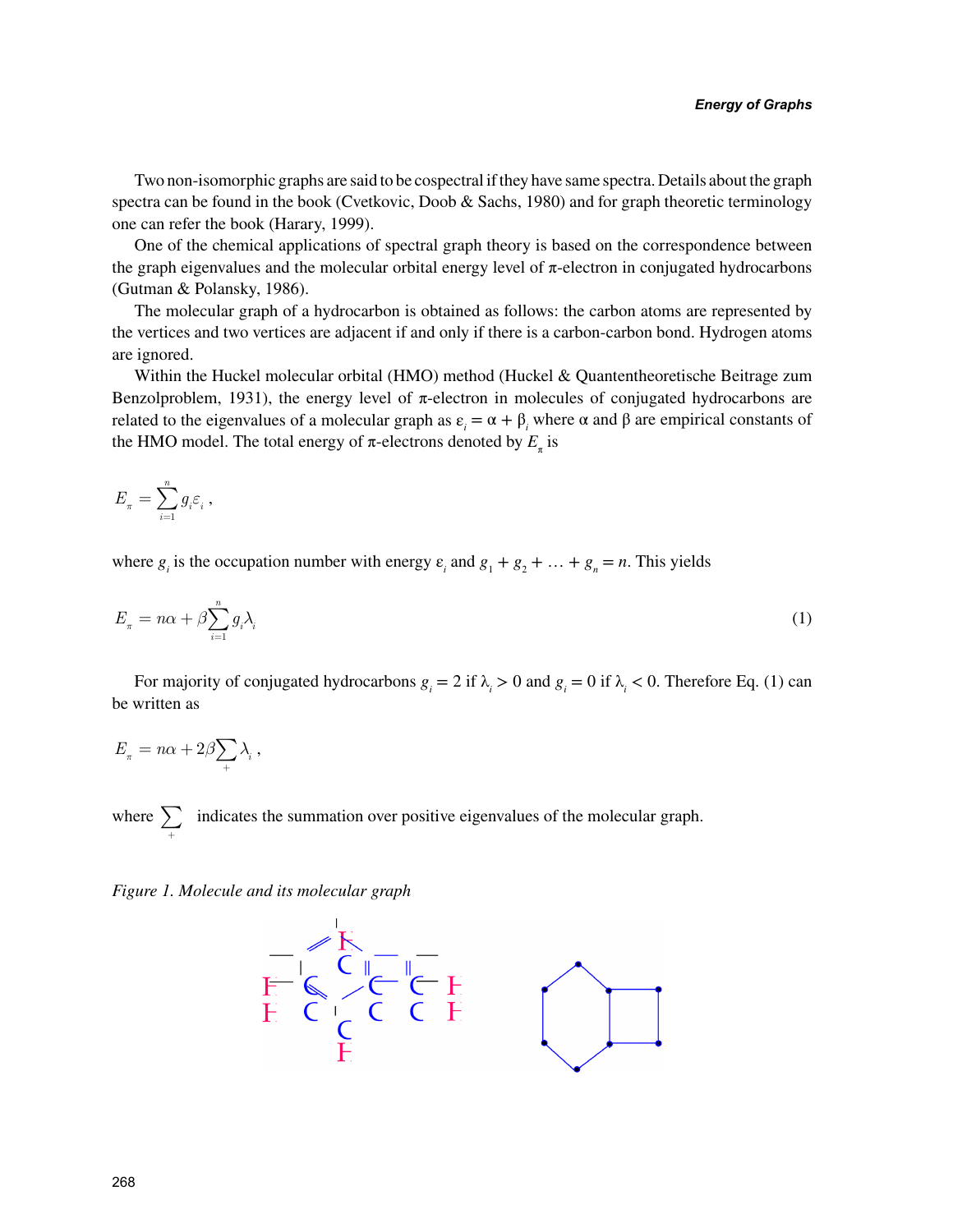Two non-isomorphic graphs are said to be cospectral if they have same spectra. Details about the graph spectra can be found in the book (Cvetkovic, Doob & Sachs, 1980) and for graph theoretic terminology one can refer the book (Harary, 1999).

One of the chemical applications of spectral graph theory is based on the correspondence between the graph eigenvalues and the molecular orbital energy level of π-electron in conjugated hydrocarbons (Gutman & Polansky, 1986).

The molecular graph of a hydrocarbon is obtained as follows: the carbon atoms are represented by the vertices and two vertices are adjacent if and only if there is a carbon-carbon bond. Hydrogen atoms are ignored.

Within the Huckel molecular orbital (HMO) method (Huckel & Quantentheoretische Beitrage zum Benzolproblem, 1931), the energy level of π-electron in molecules of conjugated hydrocarbons are related to the eigenvalues of a molecular graph as $\varepsilon_i = \alpha + \beta_i$ where α and β are empirical constants of the HMO model. The total energy of π-electrons denoted by $E_\pi$ is

$$E_\pi = \sum_{i=1}^{n} g_i \varepsilon_i ,$$

where $g_i$ is the occupation number with energy $\varepsilon_i$ and $g_1 + g_2 + \ldots + g_n = n$. This yields

$$E_\pi = n\alpha + \beta \sum_{i=1}^{n} g_i \lambda_i \tag{1}$$

For majority of conjugated hydrocarbons $g_i = 2$ if $\lambda_i > 0$ and $g_i = 0$ if $\lambda_i < 0$. Therefore Eq. (1) can be written as

$$E_\pi = n\alpha + 2\beta \sum_{+} \lambda_i ,$$

where $\sum_{+}$ indicates the summation over positive eigenvalues of the molecular graph.

*Figure 1. Molecule and its molecular graph*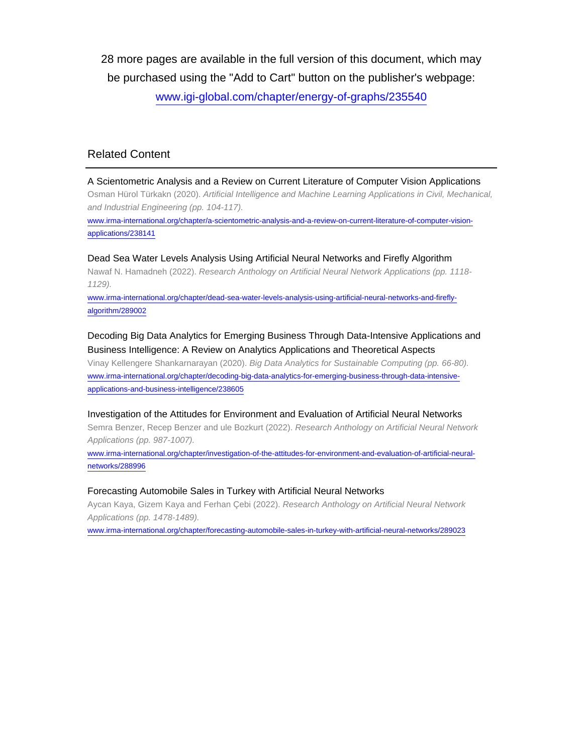28 more pages are available in the full version of this document, which may be purchased using the "Add to Cart" button on the publisher's webpage: www.igi-global.com/chapter/energy-of-graphs/235540

## Related Content

A Scientometric Analysis and a Review on Current Literature of Computer Vision Applications
Osman Hürol Türkakn (2020). *Artificial Intelligence and Machine Learning Applications in Civil, Mechanical, and Industrial Engineering (pp. 104-117).*
www.irma-international.org/chapter/a-scientometric-analysis-and-a-review-on-current-literature-of-computer-vision-applications/238141

Dead Sea Water Levels Analysis Using Artificial Neural Networks and Firefly Algorithm
Nawaf N. Hamadneh (2022). *Research Anthology on Artificial Neural Network Applications (pp. 1118-1129).*
www.irma-international.org/chapter/dead-sea-water-levels-analysis-using-artificial-neural-networks-and-firefly-algorithm/289002

Decoding Big Data Analytics for Emerging Business Through Data-Intensive Applications and Business Intelligence: A Review on Analytics Applications and Theoretical Aspects
Vinay Kellengere Shankarnarayan (2020). *Big Data Analytics for Sustainable Computing (pp. 66-80).*
www.irma-international.org/chapter/decoding-big-data-analytics-for-emerging-business-through-data-intensive-applications-and-business-intelligence/238605

Investigation of the Attitudes for Environment and Evaluation of Artificial Neural Networks
Semra Benzer, Recep Benzer and ule Bozkurt (2022). *Research Anthology on Artificial Neural Network Applications (pp. 987-1007).*
www.irma-international.org/chapter/investigation-of-the-attitudes-for-environment-and-evaluation-of-artificial-neural-networks/288996

Forecasting Automobile Sales in Turkey with Artificial Neural Networks
Aycan Kaya, Gizem Kaya and Ferhan Çebi (2022). *Research Anthology on Artificial Neural Network Applications (pp. 1478-1489).*
www.irma-international.org/chapter/forecasting-automobile-sales-in-turkey-with-artificial-neural-networks/289023